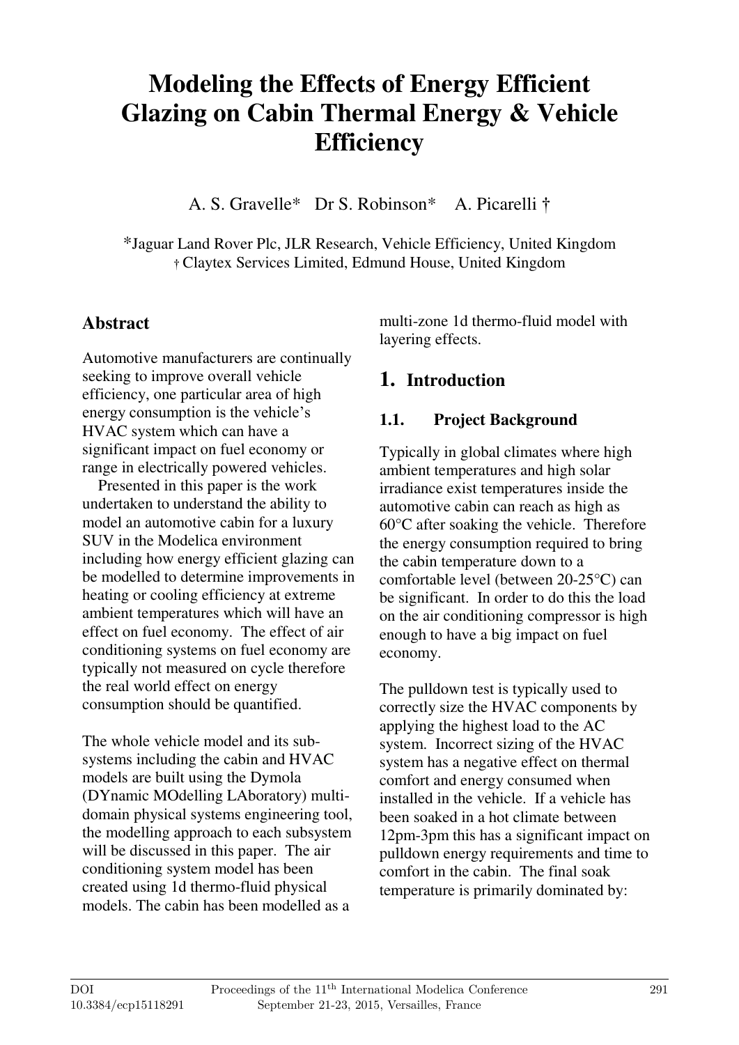# Modeling the Effects of Energy Efficient Glazing on Cabin Thermal Energy & Vehicle Efficiency

A. S. Gravelle* Dr S. Robinson* A. Picarelli †

*Jaguar Land Rover Plc, JLR Research, Vehicle Efficiency, United Kingdom
† Claytex Services Limited, Edmund House, United Kingdom

## Abstract

Automotive manufacturers are continually seeking to improve overall vehicle efficiency, one particular area of high energy consumption is the vehicle's HVAC system which can have a significant impact on fuel economy or range in electrically powered vehicles.

Presented in this paper is the work undertaken to understand the ability to model an automotive cabin for a luxury SUV in the Modelica environment including how energy efficient glazing can be modelled to determine improvements in heating or cooling efficiency at extreme ambient temperatures which will have an effect on fuel economy. The effect of air conditioning systems on fuel economy are typically not measured on cycle therefore the real world effect on energy consumption should be quantified.

The whole vehicle model and its sub-systems including the cabin and HVAC models are built using the Dymola (DYnamic MOdelling LAboratory) multi-domain physical systems engineering tool, the modelling approach to each subsystem will be discussed in this paper. The air conditioning system model has been created using 1d thermo-fluid physical models. The cabin has been modelled as a multi-zone 1d thermo-fluid model with layering effects.

## 1. Introduction

### 1.1. Project Background

Typically in global climates where high ambient temperatures and high solar irradiance exist temperatures inside the automotive cabin can reach as high as 60°C after soaking the vehicle. Therefore the energy consumption required to bring the cabin temperature down to a comfortable level (between 20-25°C) can be significant. In order to do this the load on the air conditioning compressor is high enough to have a big impact on fuel economy.

The pulldown test is typically used to correctly size the HVAC components by applying the highest load to the AC system. Incorrect sizing of the HVAC system has a negative effect on thermal comfort and energy consumed when installed in the vehicle. If a vehicle has been soaked in a hot climate between 12pm-3pm this has a significant impact on pulldown energy requirements and time to comfort in the cabin. The final soak temperature is primarily dominated by: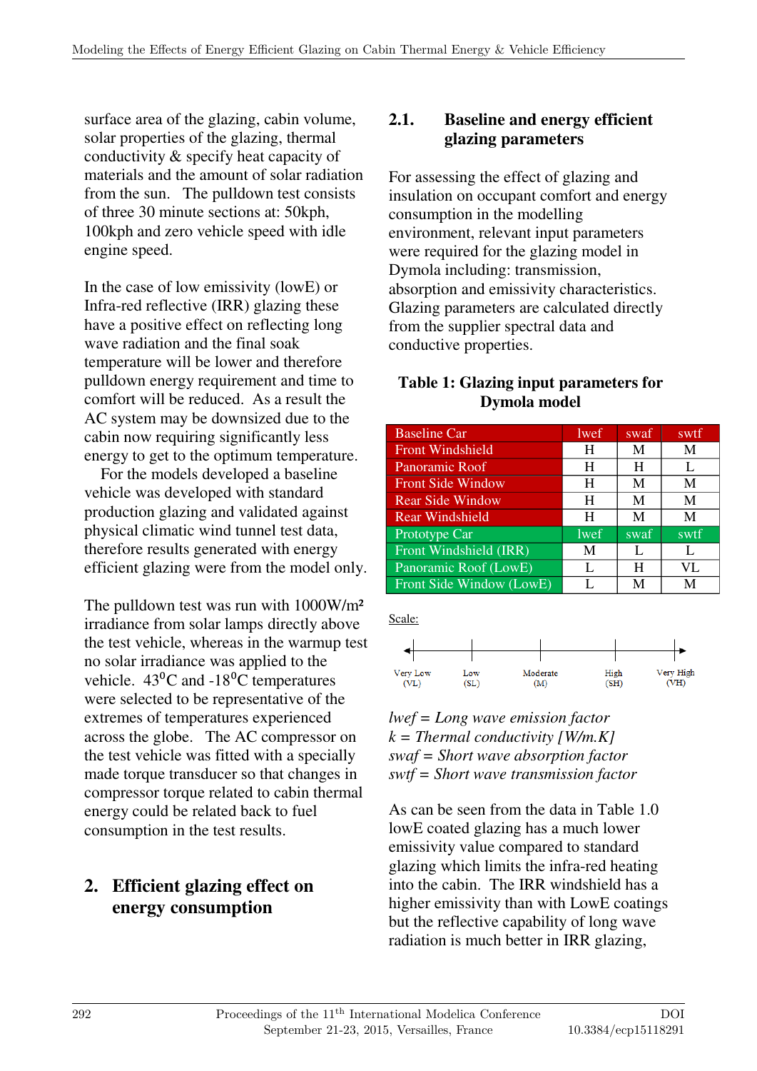surface area of the glazing, cabin volume, solar properties of the glazing, thermal conductivity & specify heat capacity of materials and the amount of solar radiation from the sun. The pulldown test consists of three 30 minute sections at: 50kph, 100kph and zero vehicle speed with idle engine speed.

In the case of low emissivity (lowE) or Infra-red reflective (IRR) glazing these have a positive effect on reflecting long wave radiation and the final soak temperature will be lower and therefore pulldown energy requirement and time to comfort will be reduced. As a result the AC system may be downsized due to the cabin now requiring significantly less energy to get to the optimum temperature.

For the models developed a baseline vehicle was developed with standard production glazing and validated against physical climatic wind tunnel test data, therefore results generated with energy efficient glazing were from the model only.

The pulldown test was run with 1000W/m² irradiance from solar lamps directly above the test vehicle, whereas in the warmup test no solar irradiance was applied to the vehicle. $43^0$C and $-18^0$C temperatures were selected to be representative of the extremes of temperatures experienced across the globe. The AC compressor on the test vehicle was fitted with a specially made torque transducer so that changes in compressor torque related to cabin thermal energy could be related back to fuel consumption in the test results.

# 2. Efficient glazing effect on energy consumption

## 2.1. Baseline and energy efficient glazing parameters

For assessing the effect of glazing and insulation on occupant comfort and energy consumption in the modelling environment, relevant input parameters were required for the glazing model in Dymola including: transmission, absorption and emissivity characteristics. Glazing parameters are calculated directly from the supplier spectral data and conductive properties.

**Table 1: Glazing input parameters for Dymola model**

| Baseline Car | lwef | swaf | swtf |
|---|---|---|---|
| Front Windshield | H | M | M |
| Panoramic Roof | H | H | L |
| Front Side Window | H | M | M |
| Rear Side Window | H | M | M |
| Rear Windshield | H | M | M |
| Prototype Car | lwef | swaf | swtf |
| Front Windshield (IRR) | M | L | L |
| Panoramic Roof (LowE) | L | H | VL |
| Front Side Window (LowE) | L | M | M |

Scale:

Very Low (VL) — Low (SL) — Moderate (M) — High (SH) — Very High (VH)

*lwef = Long wave emission factor*
*k = Thermal conductivity [W/m.K]*
*swaf = Short wave absorption factor*
*swtf = Short wave transmission factor*

As can be seen from the data in Table 1.0 lowE coated glazing has a much lower emissivity value compared to standard glazing which limits the infra-red heating into the cabin. The IRR windshield has a higher emissivity than with LowE coatings but the reflective capability of long wave radiation is much better in IRR glazing,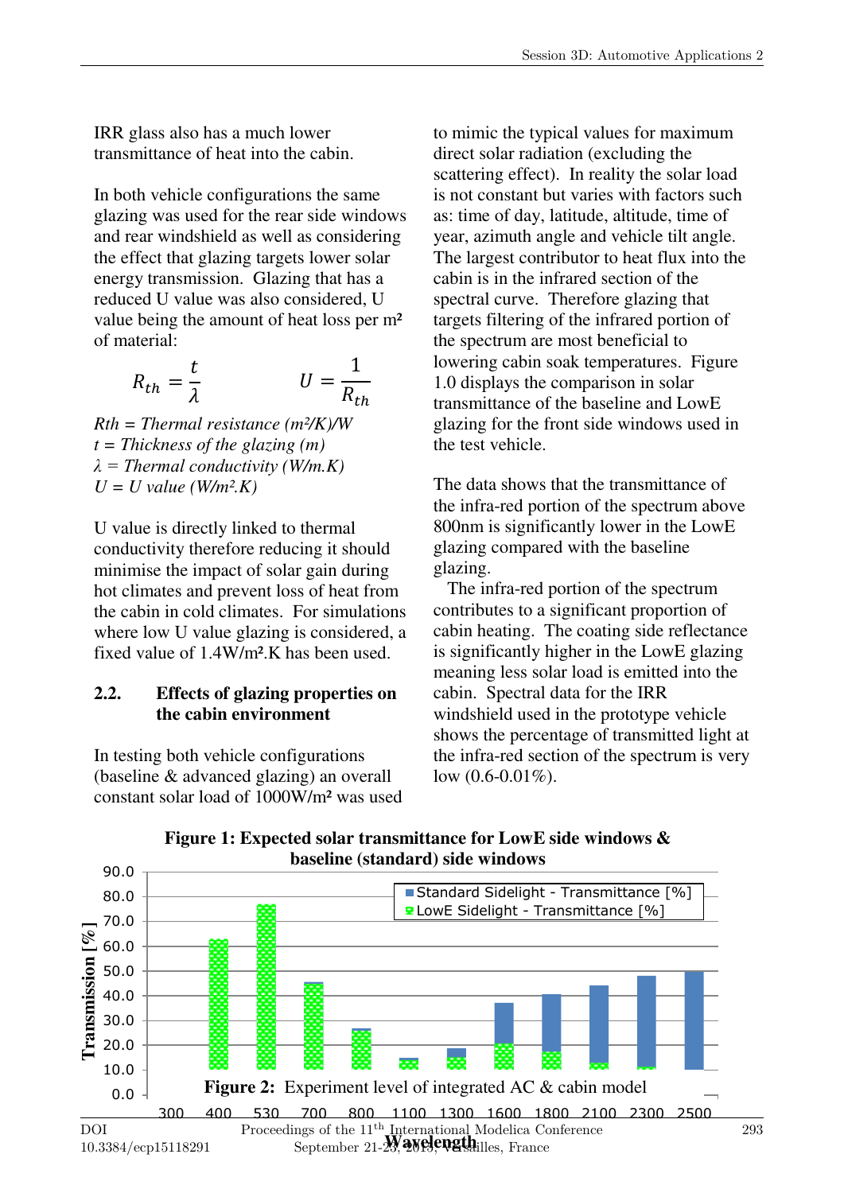IRR glass also has a much lower transmittance of heat into the cabin.

In both vehicle configurations the same glazing was used for the rear side windows and rear windshield as well as considering the effect that glazing targets lower solar energy transmission. Glazing that has a reduced U value was also considered, U value being the amount of heat loss per m² of material:

$$R_{th} = \frac{t}{\lambda} \qquad\qquad U = \frac{1}{R_{th}}$$

*Rth = Thermal resistance (m²/K)/W*
*t = Thickness of the glazing (m)*
*λ = Thermal conductivity (W/m.K)*
*U = U value (W/m².K)*

U value is directly linked to thermal conductivity therefore reducing it should minimise the impact of solar gain during hot climates and prevent loss of heat from the cabin in cold climates. For simulations where low U value glazing is considered, a fixed value of 1.4W/m².K has been used.

## 2.2. Effects of glazing properties on the cabin environment

In testing both vehicle configurations (baseline & advanced glazing) an overall constant solar load of 1000W/m² was used to mimic the typical values for maximum direct solar radiation (excluding the scattering effect). In reality the solar load is not constant but varies with factors such as: time of day, latitude, altitude, time of year, azimuth angle and vehicle tilt angle. The largest contributor to heat flux into the cabin is in the infrared section of the spectral curve. Therefore glazing that targets filtering of the infrared portion of the spectrum are most beneficial to lowering cabin soak temperatures. Figure 1.0 displays the comparison in solar transmittance of the baseline and LowE glazing for the front side windows used in the test vehicle.

The data shows that the transmittance of the infra-red portion of the spectrum above 800nm is significantly lower in the LowE glazing compared with the baseline glazing.

The infra-red portion of the spectrum contributes to a significant proportion of cabin heating. The coating side reflectance is significantly higher in the LowE glazing meaning less solar load is emitted into the cabin. Spectral data for the IRR windshield used in the prototype vehicle shows the percentage of transmitted light at the infra-red section of the spectrum is very low (0.6-0.01%).

**Figure 1: Expected solar transmittance for LowE side windows & baseline (standard) side windows**

**Figure 2:** Experiment level of integrated AC & cabin model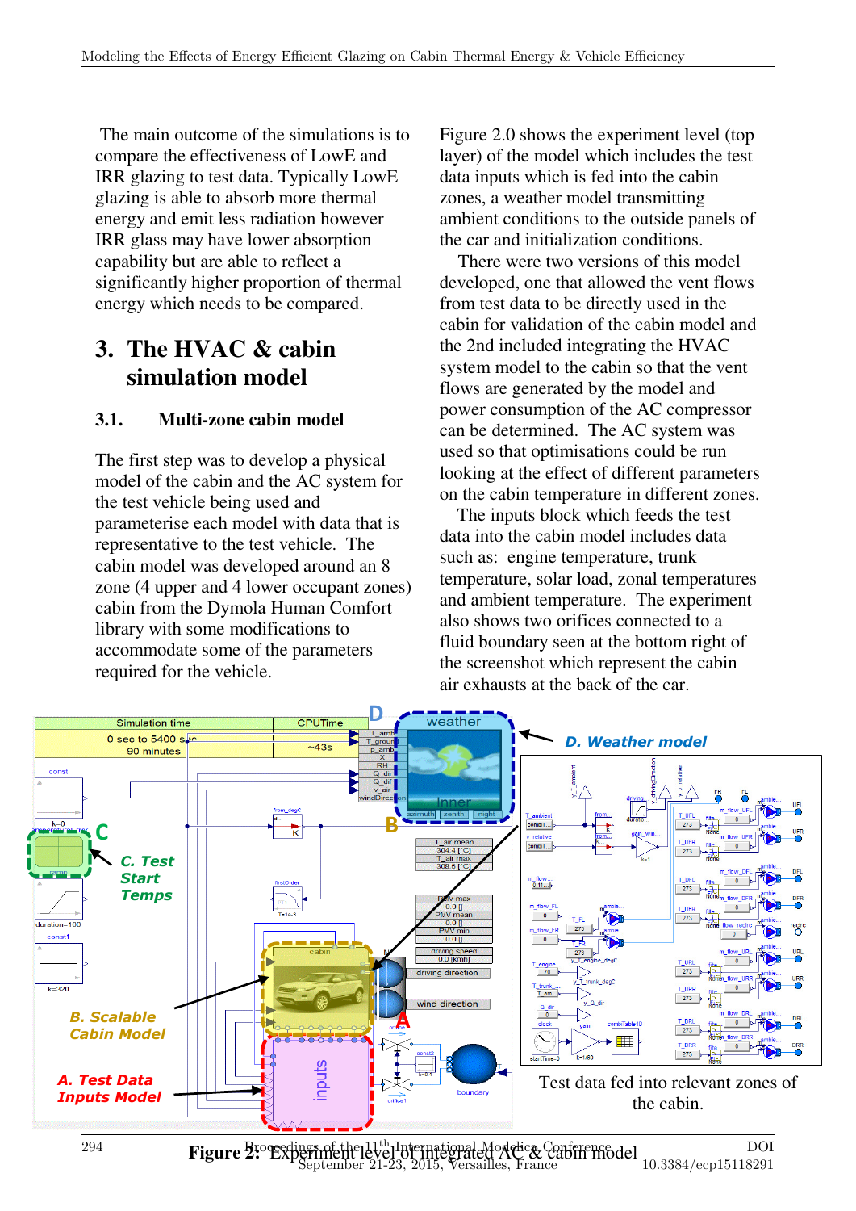The main outcome of the simulations is to compare the effectiveness of LowE and IRR glazing to test data. Typically LowE glazing is able to absorb more thermal energy and emit less radiation however IRR glass may have lower absorption capability but are able to reflect a significantly higher proportion of thermal energy which needs to be compared.

# 3. The HVAC & cabin simulation model

## 3.1. Multi-zone cabin model

The first step was to develop a physical model of the cabin and the AC system for the test vehicle being used and parameterise each model with data that is representative to the test vehicle. The cabin model was developed around an 8 zone (4 upper and 4 lower occupant zones) cabin from the Dymola Human Comfort library with some modifications to accommodate some of the parameters required for the vehicle.

Figure 2.0 shows the experiment level (top layer) of the model which includes the test data inputs which is fed into the cabin zones, a weather model transmitting ambient conditions to the outside panels of the car and initialization conditions.

There were two versions of this model developed, one that allowed the vent flows from test data to be directly used in the cabin for validation of the cabin model and the 2nd included integrating the HVAC system model to the cabin so that the vent flows are generated by the model and power consumption of the AC compressor can be determined. The AC system was used so that optimisations could be run looking at the effect of different parameters on the cabin temperature in different zones.

The inputs block which feeds the test data into the cabin model includes data such as: engine temperature, trunk temperature, solar load, zonal temperatures and ambient temperature. The experiment also shows two orifices connected to a fluid boundary seen at the bottom right of the screenshot which represent the cabin air exhausts at the back of the car.

Test data fed into relevant zones of the cabin.

**Figure 2:** Experiment level of integrated AC & cabin model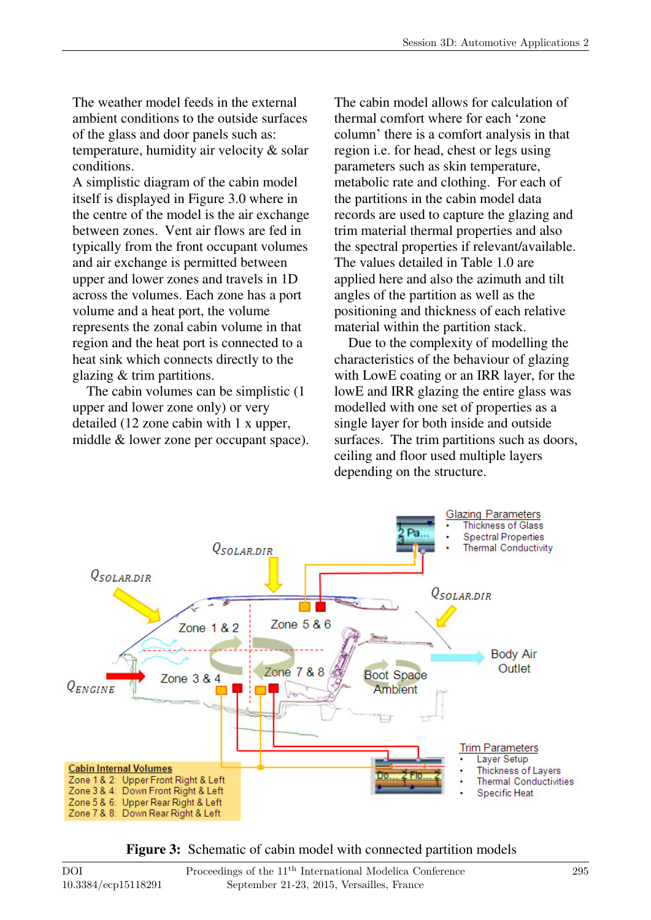The weather model feeds in the external ambient conditions to the outside surfaces of the glass and door panels such as: temperature, humidity air velocity & solar conditions.

A simplistic diagram of the cabin model itself is displayed in Figure 3.0 where in the centre of the model is the air exchange between zones. Vent air flows are fed in typically from the front occupant volumes and air exchange is permitted between upper and lower zones and travels in 1D across the volumes. Each zone has a port volume and a heat port, the volume represents the zonal cabin volume in that region and the heat port is connected to a heat sink which connects directly to the glazing & trim partitions.

The cabin volumes can be simplistic (1 upper and lower zone only) or very detailed (12 zone cabin with 1 x upper, middle & lower zone per occupant space).

The cabin model allows for calculation of thermal comfort where for each 'zone column' there is a comfort analysis in that region i.e. for head, chest or legs using parameters such as skin temperature, metabolic rate and clothing. For each of the partitions in the cabin model data records are used to capture the glazing and trim material thermal properties and also the spectral properties if relevant/available. The values detailed in Table 1.0 are applied here and also the azimuth and tilt angles of the partition as well as the positioning and thickness of each relative material within the partition stack.

Due to the complexity of modelling the characteristics of the behaviour of glazing with LowE coating or an IRR layer, for the lowE and IRR glazing the entire glass was modelled with one set of properties as a single layer for both inside and outside surfaces. The trim partitions such as doors, ceiling and floor used multiple layers depending on the structure.

**Figure 3:** Schematic of cabin model with connected partition models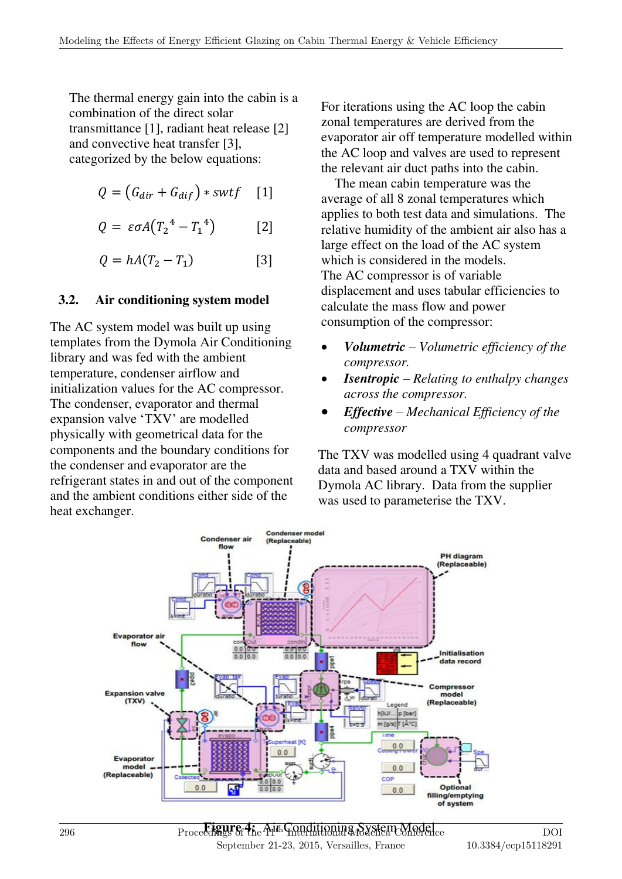The thermal energy gain into the cabin is a combination of the direct solar transmittance [1], radiant heat release [2] and convective heat transfer [3], categorized by the below equations:

$$Q = (G_{dir} + G_{dif}) * swtf \quad [1]$$

$$Q = \varepsilon\sigma A(T_2^{\ 4} - T_1^{\ 4}) \quad [2]$$

$$Q = hA(T_2 - T_1) \quad [3]$$

### 3.2. Air conditioning system model

The AC system model was built up using templates from the Dymola Air Conditioning library and was fed with the ambient temperature, condenser airflow and initialization values for the AC compressor. The condenser, evaporator and thermal expansion valve 'TXV' are modelled physically with geometrical data for the components and the boundary conditions for the condenser and evaporator are the refrigerant states in and out of the component and the ambient conditions either side of the heat exchanger.

For iterations using the AC loop the cabin zonal temperatures are derived from the evaporator air off temperature modelled within the AC loop and valves are used to represent the relevant air duct paths into the cabin.

The mean cabin temperature was the average of all 8 zonal temperatures which applies to both test data and simulations. The relative humidity of the ambient air also has a large effect on the load of the AC system which is considered in the models.

The AC compressor is of variable displacement and uses tabular efficiencies to calculate the mass flow and power consumption of the compressor:

- ***Volumetric*** *– Volumetric efficiency of the compressor.*
- ***Isentropic*** *– Relating to enthalpy changes across the compressor.*
- ***Effective*** *– Mechanical Efficiency of the compressor*

The TXV was modelled using 4 quadrant valve data and based around a TXV within the Dymola AC library. Data from the supplier was used to parameterise the TXV.

**Figure 4:** Air Conditioning System Model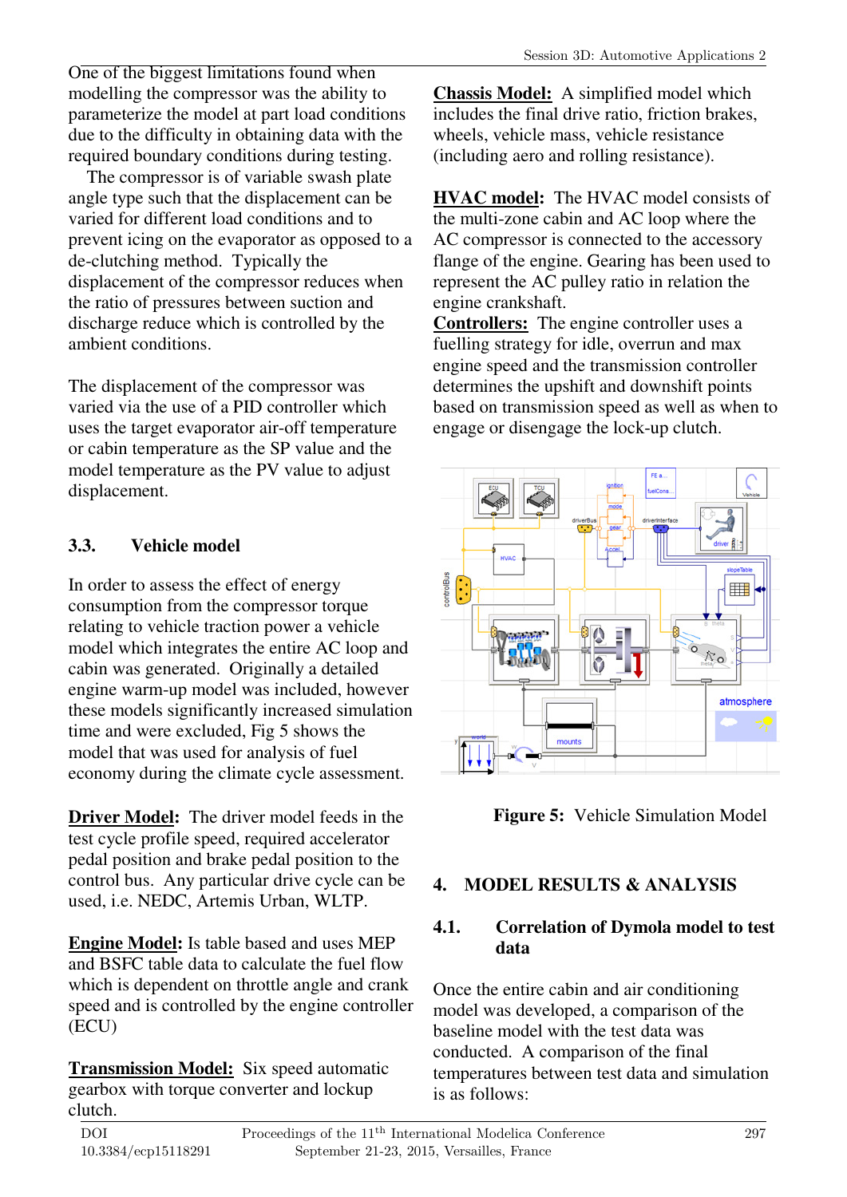One of the biggest limitations found when modelling the compressor was the ability to parameterize the model at part load conditions due to the difficulty in obtaining data with the required boundary conditions during testing.

The compressor is of variable swash plate angle type such that the displacement can be varied for different load conditions and to prevent icing on the evaporator as opposed to a de-clutching method. Typically the displacement of the compressor reduces when the ratio of pressures between suction and discharge reduce which is controlled by the ambient conditions.

The displacement of the compressor was varied via the use of a PID controller which uses the target evaporator air-off temperature or cabin temperature as the SP value and the model temperature as the PV value to adjust displacement.

## 3.3. Vehicle model

In order to assess the effect of energy consumption from the compressor torque relating to vehicle traction power a vehicle model which integrates the entire AC loop and cabin was generated. Originally a detailed engine warm-up model was included, however these models significantly increased simulation time and were excluded, Fig 5 shows the model that was used for analysis of fuel economy during the climate cycle assessment.

**Driver Model:** The driver model feeds in the test cycle profile speed, required accelerator pedal position and brake pedal position to the control bus. Any particular drive cycle can be used, i.e. NEDC, Artemis Urban, WLTP.

**Engine Model:** Is table based and uses MEP and BSFC table data to calculate the fuel flow which is dependent on throttle angle and crank speed and is controlled by the engine controller (ECU)

**Transmission Model:** Six speed automatic gearbox with torque converter and lockup clutch.

**Chassis Model:** A simplified model which includes the final drive ratio, friction brakes, wheels, vehicle mass, vehicle resistance (including aero and rolling resistance).

**HVAC model:** The HVAC model consists of the multi-zone cabin and AC loop where the AC compressor is connected to the accessory flange of the engine. Gearing has been used to represent the AC pulley ratio in relation the engine crankshaft.

**Controllers:** The engine controller uses a fuelling strategy for idle, overrun and max engine speed and the transmission controller determines the upshift and downshift points based on transmission speed as well as when to engage or disengage the lock-up clutch.

**Figure 5:** Vehicle Simulation Model

# 4. MODEL RESULTS & ANALYSIS

## 4.1. Correlation of Dymola model to test data

Once the entire cabin and air conditioning model was developed, a comparison of the baseline model with the test data was conducted. A comparison of the final temperatures between test data and simulation is as follows: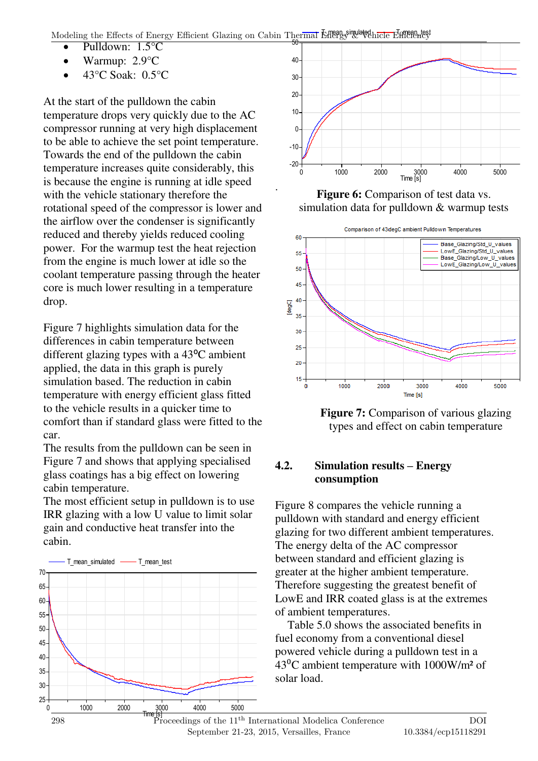- Pulldown: 1.5°C
- Warmup: 2.9°C
- 43°C Soak: 0.5°C

At the start of the pulldown the cabin temperature drops very quickly due to the AC compressor running at very high displacement to be able to achieve the set point temperature. Towards the end of the pulldown the cabin temperature increases quite considerably, this is because the engine is running at idle speed with the vehicle stationary therefore the rotational speed of the compressor is lower and the airflow over the condenser is significantly reduced and thereby yields reduced cooling power. For the warmup test the heat rejection from the engine is much lower at idle so the coolant temperature passing through the heater core is much lower resulting in a temperature drop.

Figure 7 highlights simulation data for the differences in cabin temperature between different glazing types with a 43°C ambient applied, the data in this graph is purely simulation based. The reduction in cabin temperature with energy efficient glass fitted to the vehicle results in a quicker time to comfort than if standard glass were fitted to the car.

The results from the pulldown can be seen in Figure 7 and shows that applying specialised glass coatings has a big effect on lowering cabin temperature.

The most efficient setup in pulldown is to use IRR glazing with a low U value to limit solar gain and conductive heat transfer into the cabin.

**Figure 6:** Comparison of test data vs. simulation data for pulldown & warmup tests

**Figure 7:** Comparison of various glazing types and effect on cabin temperature

## 4.2. Simulation results – Energy consumption

Figure 8 compares the vehicle running a pulldown with standard and energy efficient glazing for two different ambient temperatures. The energy delta of the AC compressor between standard and efficient glazing is greater at the higher ambient temperature. Therefore suggesting the greatest benefit of LowE and IRR coated glass is at the extremes of ambient temperatures.

Table 5.0 shows the associated benefits in fuel economy from a conventional diesel powered vehicle during a pulldown test in a 43°C ambient temperature with 1000W/m² of solar load.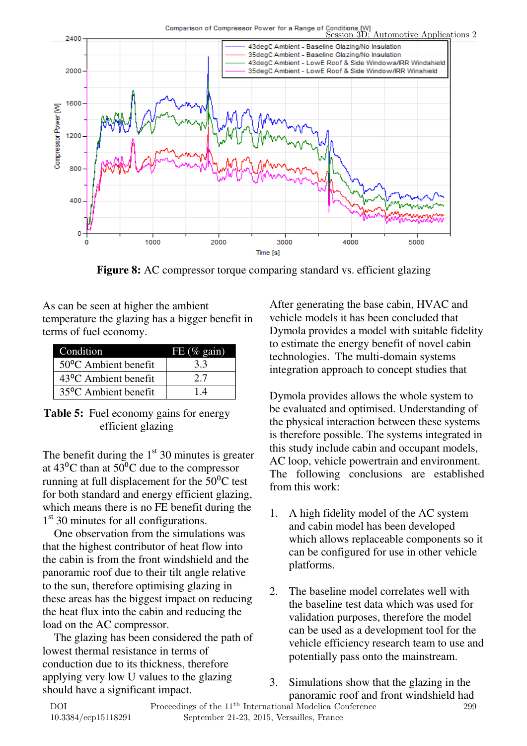**Figure 8:** AC compressor torque comparing standard vs. efficient glazing

As can be seen at higher the ambient temperature the glazing has a bigger benefit in terms of fuel economy.

| Condition | FE (% gain) |
|---|---|
| 50°C Ambient benefit | 3.3 |
| 43°C Ambient benefit | 2.7 |
| 35°C Ambient benefit | 1.4 |

**Table 5:** Fuel economy gains for energy efficient glazing

The benefit during the 1st 30 minutes is greater at 43°C than at 50°C due to the compressor running at full displacement for the 50°C test for both standard and energy efficient glazing, which means there is no FE benefit during the 1st 30 minutes for all configurations.

One observation from the simulations was that the highest contributor of heat flow into the cabin is from the front windshield and the panoramic roof due to their tilt angle relative to the sun, therefore optimising glazing in these areas has the biggest impact on reducing the heat flux into the cabin and reducing the load on the AC compressor.

The glazing has been considered the path of lowest thermal resistance in terms of conduction due to its thickness, therefore applying very low U values to the glazing should have a significant impact.

After generating the base cabin, HVAC and vehicle models it has been concluded that Dymola provides a model with suitable fidelity to estimate the energy benefit of novel cabin technologies. The multi-domain systems integration approach to concept studies that

Dymola provides allows the whole system to be evaluated and optimised. Understanding of the physical interaction between these systems is therefore possible. The systems integrated in this study include cabin and occupant models, AC loop, vehicle powertrain and environment. The following conclusions are established from this work:

1. A high fidelity model of the AC system and cabin model has been developed which allows replaceable components so it can be configured for use in other vehicle platforms.

2. The baseline model correlates well with the baseline test data which was used for validation purposes, therefore the model can be used as a development tool for the vehicle efficiency research team to use and potentially pass onto the mainstream.

3. Simulations show that the glazing in the panoramic roof and front windshield had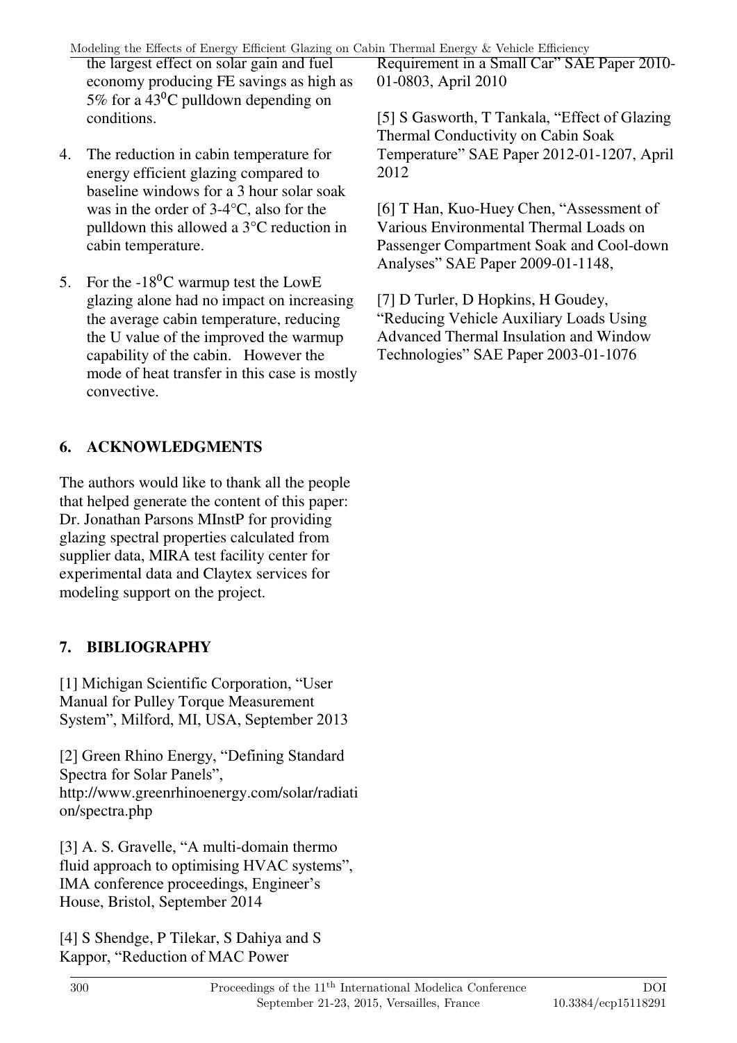the largest effect on solar gain and fuel economy producing FE savings as high as 5% for a 43$^0$C pulldown depending on conditions.

4. The reduction in cabin temperature for energy efficient glazing compared to baseline windows for a 3 hour solar soak was in the order of 3-4°C, also for the pulldown this allowed a 3°C reduction in cabin temperature.

5. For the -18$^0$C warmup test the LowE glazing alone had no impact on increasing the average cabin temperature, reducing the U value of the improved the warmup capability of the cabin. However the mode of heat transfer in this case is mostly convective.

## 6. ACKNOWLEDGMENTS

The authors would like to thank all the people that helped generate the content of this paper: Dr. Jonathan Parsons MInstP for providing glazing spectral properties calculated from supplier data, MIRA test facility center for experimental data and Claytex services for modeling support on the project.

## 7. BIBLIOGRAPHY

[1] Michigan Scientific Corporation, "User Manual for Pulley Torque Measurement System", Milford, MI, USA, September 2013

[2] Green Rhino Energy, "Defining Standard Spectra for Solar Panels", http://www.greenrhinoenergy.com/solar/radiation/spectra.php

[3] A. S. Gravelle, "A multi-domain thermo fluid approach to optimising HVAC systems", IMA conference proceedings, Engineer's House, Bristol, September 2014

[4] S Shendge, P Tilekar, S Dahiya and S Kappor, "Reduction of MAC Power Requirement in a Small Car" SAE Paper 2010-01-0803, April 2010

[5] S Gasworth, T Tankala, "Effect of Glazing Thermal Conductivity on Cabin Soak Temperature" SAE Paper 2012-01-1207, April 2012

[6] T Han, Kuo-Huey Chen, "Assessment of Various Environmental Thermal Loads on Passenger Compartment Soak and Cool-down Analyses" SAE Paper 2009-01-1148,

[7] D Turler, D Hopkins, H Goudey, "Reducing Vehicle Auxiliary Loads Using Advanced Thermal Insulation and Window Technologies" SAE Paper 2003-01-1076